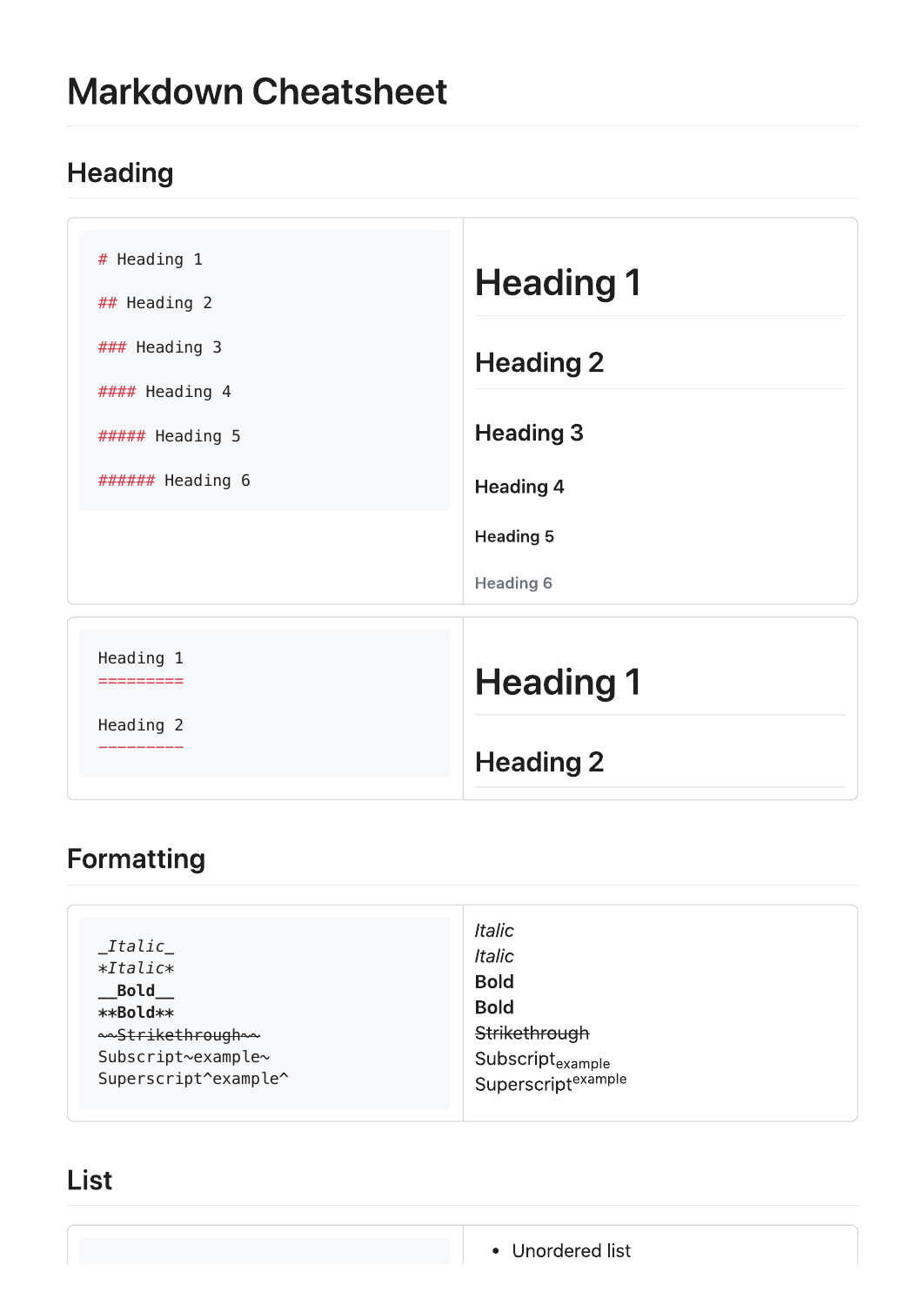# Markdown Cheatsheet

## Heading

| Markdown | Result |
| --- | --- |
| `# Heading 1`<br>`## Heading 2`<br>`### Heading 3`<br>`#### Heading 4`<br>`##### Heading 5`<br>`###### Heading 6` | Heading 1<br>Heading 2<br>Heading 3<br>Heading 4<br>Heading 5<br>Heading 6 |

```
# Heading 1

## Heading 2

### Heading 3

#### Heading 4

##### Heading 5

###### Heading 6
```

```
Heading 1
=========

Heading 2
---------
```

## Formatting

```
_Italic_
*Italic*
__Bold__
**Bold**
~~Strikethrough~~
Subscript~example~
Superscript^example^
```

*Italic*
*Italic*
**Bold**
**Bold**
~~Strikethrough~~
Subscript$_{example}$
Superscript$^{example}$

## List

- Unordered list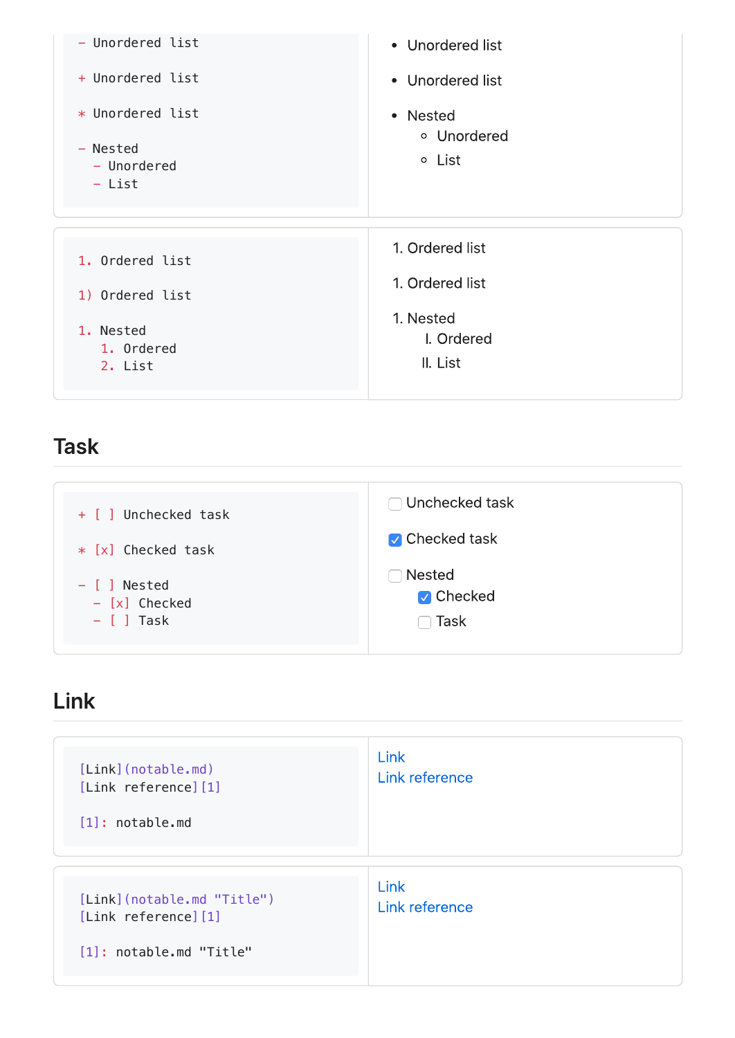| Markdown | Result |
| --- | --- |
| <pre>- Unordered list<br><br>+ Unordered list<br><br>* Unordered list<br><br>- Nested<br>  - Unordered<br>  - List</pre> | • Unordered list<br>• Unordered list<br>• Nested<br>  ◦ Unordered<br>  ◦ List |

| Markdown | Result |
| --- | --- |
| <pre>1. Ordered list<br><br>1) Ordered list<br><br>1. Nested<br>   1. Ordered<br>   2. List</pre> | 1. Ordered list<br>1. Ordered list<br>1. Nested<br>  I. Ordered<br>  II. List |

## Task

| Markdown | Result |
| --- | --- |
| <pre>+ [ ] Unchecked task<br><br>* [x] Checked task<br><br>- [ ] Nested<br>  - [x] Checked<br>  - [ ] Task</pre> | ☐ Unchecked task<br>☑ Checked task<br>☐ Nested<br>  ☑ Checked<br>  ☐ Task |

## Link

| Markdown | Result |
| --- | --- |
| <pre>[Link](notable.md)<br>[Link reference][1]<br><br>[1]: notable.md</pre> | Link<br>Link reference |

| Markdown | Result |
| --- | --- |
| <pre>[Link](notable.md "Title")<br>[Link reference][1]<br><br>[1]: notable.md "Title"</pre> | Link<br>Link reference |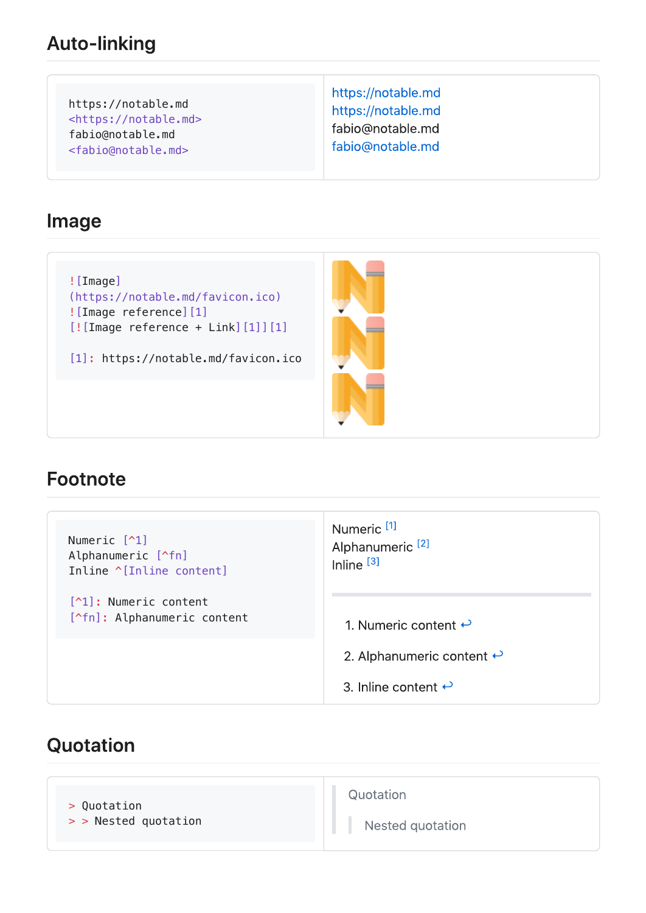## Auto-linking

```
https://notable.md
<https://notable.md>
fabio@notable.md
<fabio@notable.md>
```

https://notable.md
https://notable.md
fabio@notable.md
fabio@notable.md

## Image

```
![Image](https://notable.md/favicon.ico)
![Image reference][1]
[![Image reference + Link][1]][1]

[1]: https://notable.md/favicon.ico
```

## Footnote

```
Numeric [^1]
Alphanumeric [^fn]
Inline ^[Inline content]

[^1]: Numeric content
[^fn]: Alphanumeric content
```

Numeric [1]
Alphanumeric [2]
Inline [3]

---

1. Numeric content ↩
2. Alphanumeric content ↩
3. Inline content ↩

## Quotation

```
> Quotation
> > Nested quotation
```

> Quotation
> > Nested quotation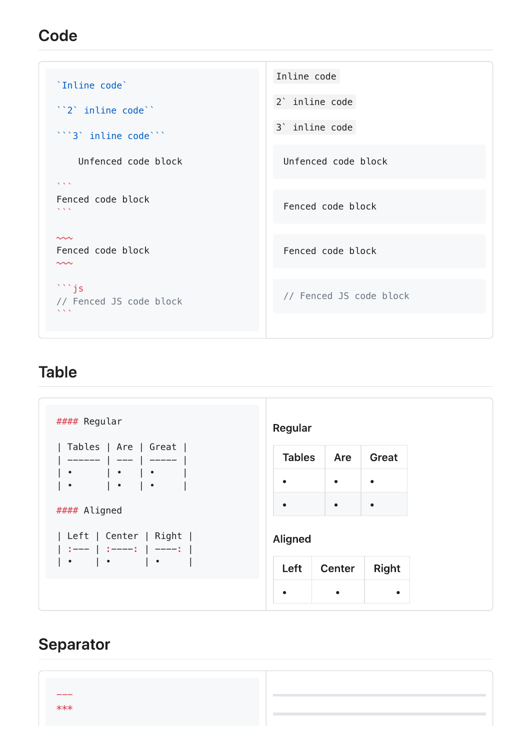## Code

```
`Inline code`

``2` inline code``

```3` inline code```

    Unfenced code block

```
Fenced code block
```

~~~
Fenced code block
~~~

```js
// Fenced JS code block
```
```

`Inline code`

``2` inline code``

```3` inline code```

```
Unfenced code block
```

```
Fenced code block
```

```
Fenced code block
```

```js
// Fenced JS code block
```

## Table

```
#### Regular

| Tables | Are | Great |
| ------ | --- | ----- |
| •      | •   | •     |
| •      | •   | •     |

#### Aligned

| Left | Center | Right |
| :--- | :----: | ----: |
| •    | •      | •     |
```

#### Regular

| Tables | Are | Great |
| --- | --- | --- |
| • | • | • |
| • | • | • |

#### Aligned

| Left | Center | Right |
| :--- | :---: | ---: |
| • | • | • |

## Separator

```
---
***
```

---

***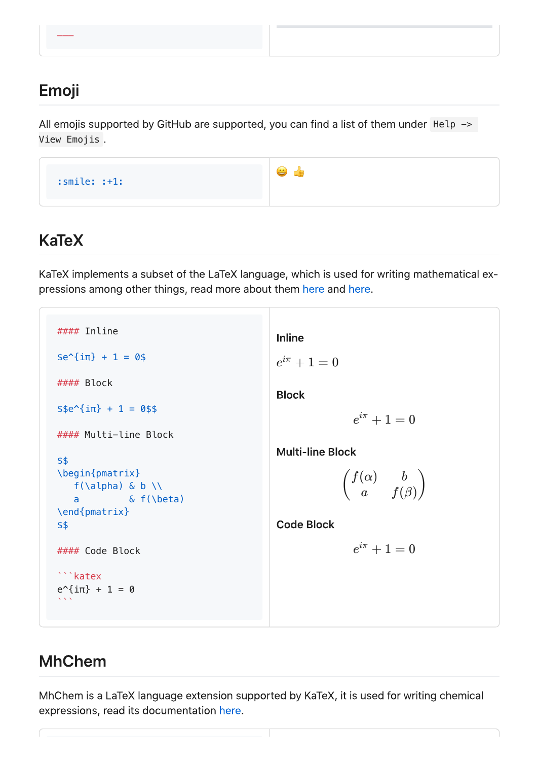## Emoji

All emojis supported by GitHub are supported, you can find a list of them under `Help -> View Emojis`.

| | |
|---|---|
| `:smile: :+1:` | 😄 👍 |

## KaTeX

KaTeX implements a subset of the LaTeX language, which is used for writing mathematical expressions among other things, read more about them here and here.

```
#### Inline

$e^{iπ} + 1 = 0$

#### Block

$$e^{iπ} + 1 = 0$$

#### Multi-line Block

$$
\begin{pmatrix}
   f(\alpha) & b \\
   a         & f(\beta)
\end{pmatrix}
$$

#### Code Block

```katex
e^{iπ} + 1 = 0
```
```

#### Inline

$e^{i\pi} + 1 = 0$

#### Block

$$e^{i\pi} + 1 = 0$$

#### Multi-line Block

$$
\begin{pmatrix}
f(\alpha) & b \\
a & f(\beta)
\end{pmatrix}
$$

#### Code Block

$$e^{i\pi} + 1 = 0$$

## MhChem

MhChem is a LaTeX language extension supported by KaTeX, it is used for writing chemical expressions, read its documentation here.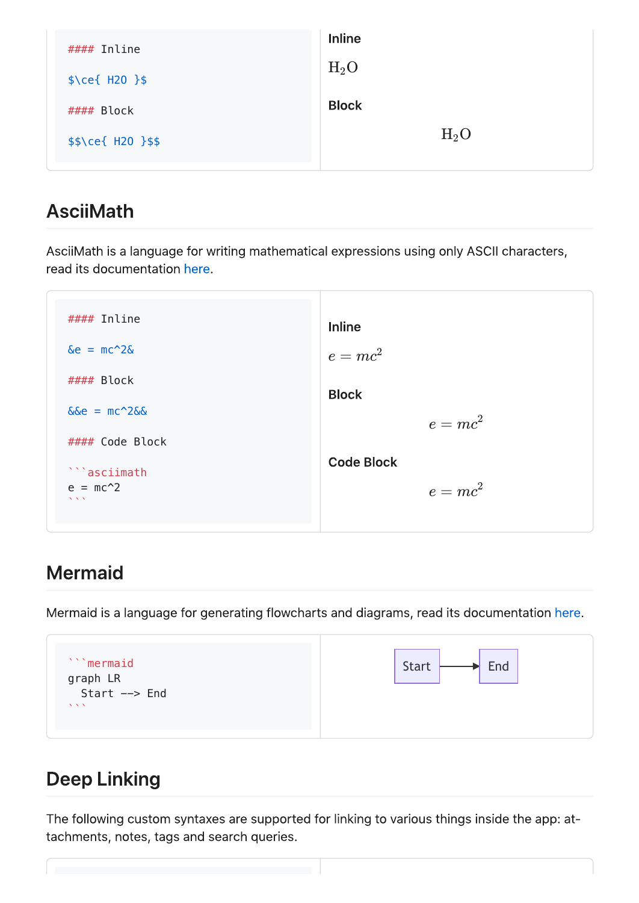```
#### Inline

$\ce{ H2O }$

#### Block

$$\ce{ H2O }$$
```

**Inline**

$H_2O$

**Block**

$$H_2O$$

## AsciiMath

AsciiMath is a language for writing mathematical expressions using only ASCII characters, read its documentation here.

````
#### Inline

&e = mc^2&

#### Block

&&e = mc^2&&

#### Code Block

```asciimath
e = mc^2
```
````

**Inline**

$e = mc^2$

**Block**

$$e = mc^2$$

**Code Block**

$$e = mc^2$$

## Mermaid

Mermaid is a language for generating flowcharts and diagrams, read its documentation here.

````
```mermaid
graph LR
  Start --> End
```
````

Start → End

## Deep Linking

The following custom syntaxes are supported for linking to various things inside the app: attachments, notes, tags and search queries.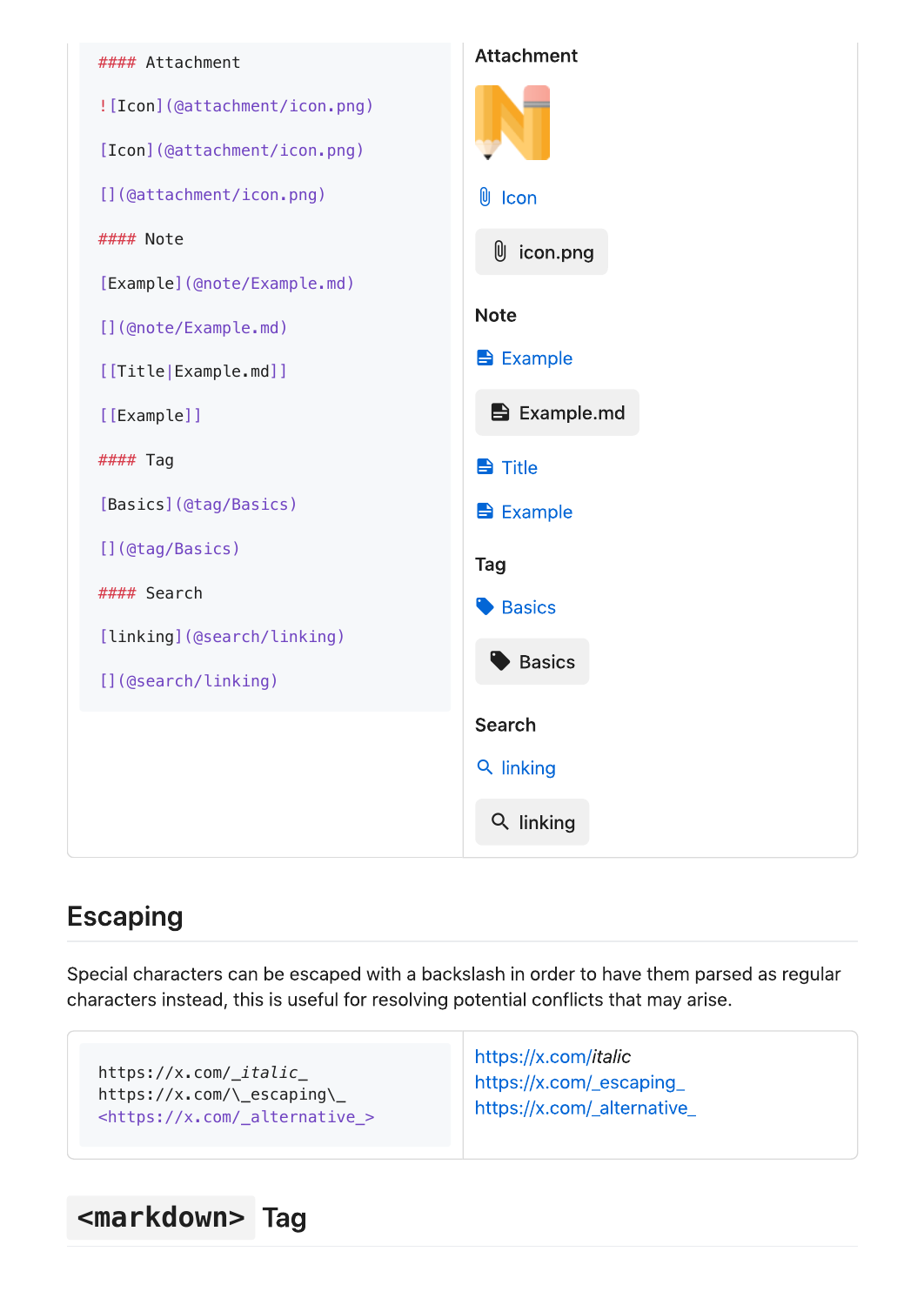```
#### Attachment

![Icon](@attachment/icon.png)

[Icon](@attachment/icon.png)

[](@attachment/icon.png)

#### Note

[Example](@note/Example.md)

[](@note/Example.md)

[[Title|Example.md]]

[[Example]]

#### Tag

[Basics](@tag/Basics)

[](@tag/Basics)

#### Search

[linking](@search/linking)

[](@search/linking)
```

#### Attachment

Icon

icon.png

#### Note

Example

Example.md

Title

Example

#### Tag

Basics

Basics

#### Search

linking

linking

## Escaping

Special characters can be escaped with a backslash in order to have them parsed as regular characters instead, this is useful for resolving potential conflicts that may arise.

```
https://x.com/_italic_
https://x.com/\_escaping\_
<https://x.com/_alternative_>
```

https://x.com/*italic*
https://x.com/_escaping_
https://x.com/_alternative_

## `<markdown>` Tag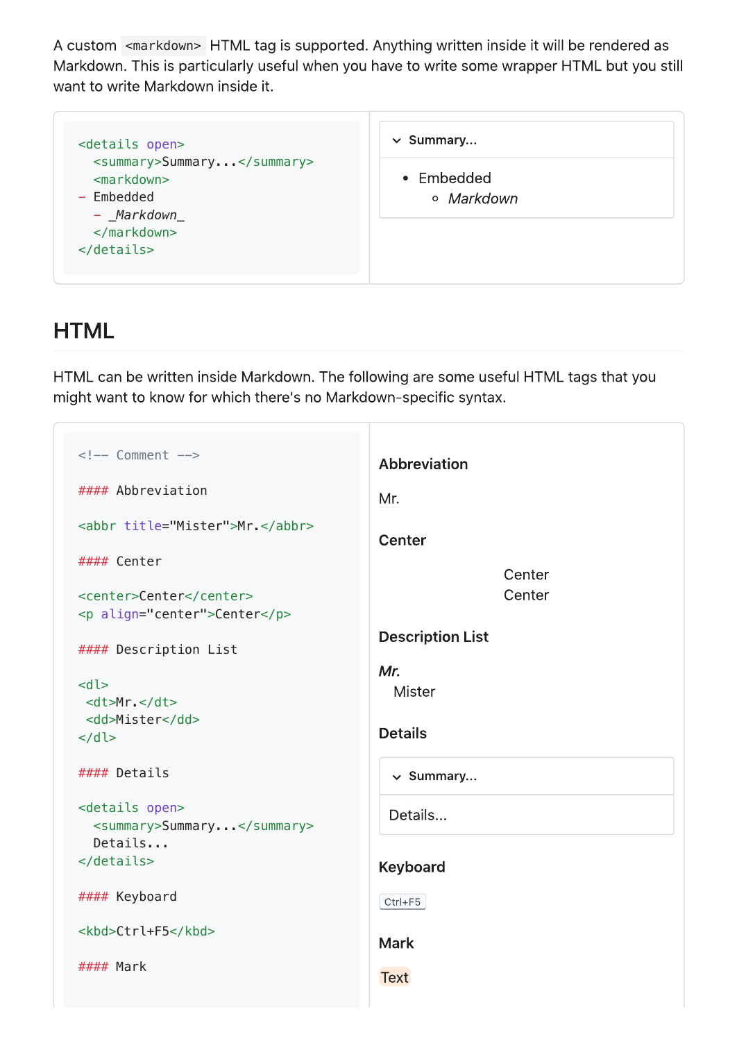A custom `<markdown>` HTML tag is supported. Anything written inside it will be rendered as Markdown. This is particularly useful when you have to write some wrapper HTML but you still want to write Markdown inside it.

```
<details open>
  <summary>Summary...</summary>
  <markdown>
- Embedded
  - _Markdown_
  </markdown>
</details>
```

Summary...

- Embedded
  - *Markdown*

## HTML

HTML can be written inside Markdown. The following are some useful HTML tags that you might want to know for which there's no Markdown-specific syntax.

```
<!-- Comment -->

#### Abbreviation

<abbr title="Mister">Mr.</abbr>

#### Center

<center>Center</center>
<p align="center">Center</p>

#### Description List

<dl>
 <dt>Mr.</dt>
 <dd>Mister</dd>
</dl>

#### Details

<details open>
  <summary>Summary...</summary>
  Details...
</details>

#### Keyboard

<kbd>Ctrl+F5</kbd>

#### Mark
```

#### Abbreviation

Mr.

#### Center

Center

Center

#### Description List

***Mr.***

Mister

#### Details

Summary...

Details...

#### Keyboard

Ctrl+F5

#### Mark

Text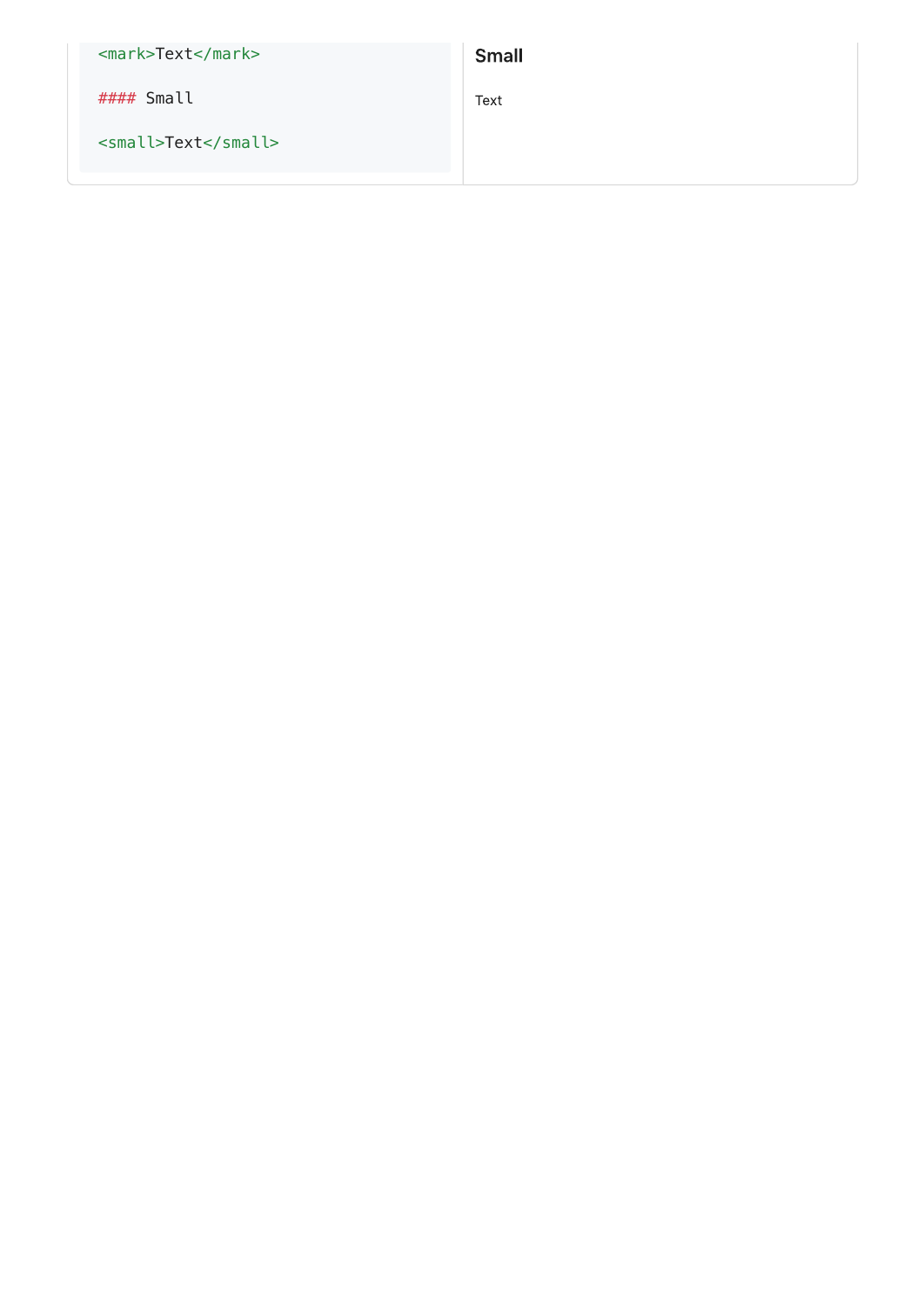```
<mark>Text</mark>

#### Small

<small>Text</small>
```

#### Small

Text